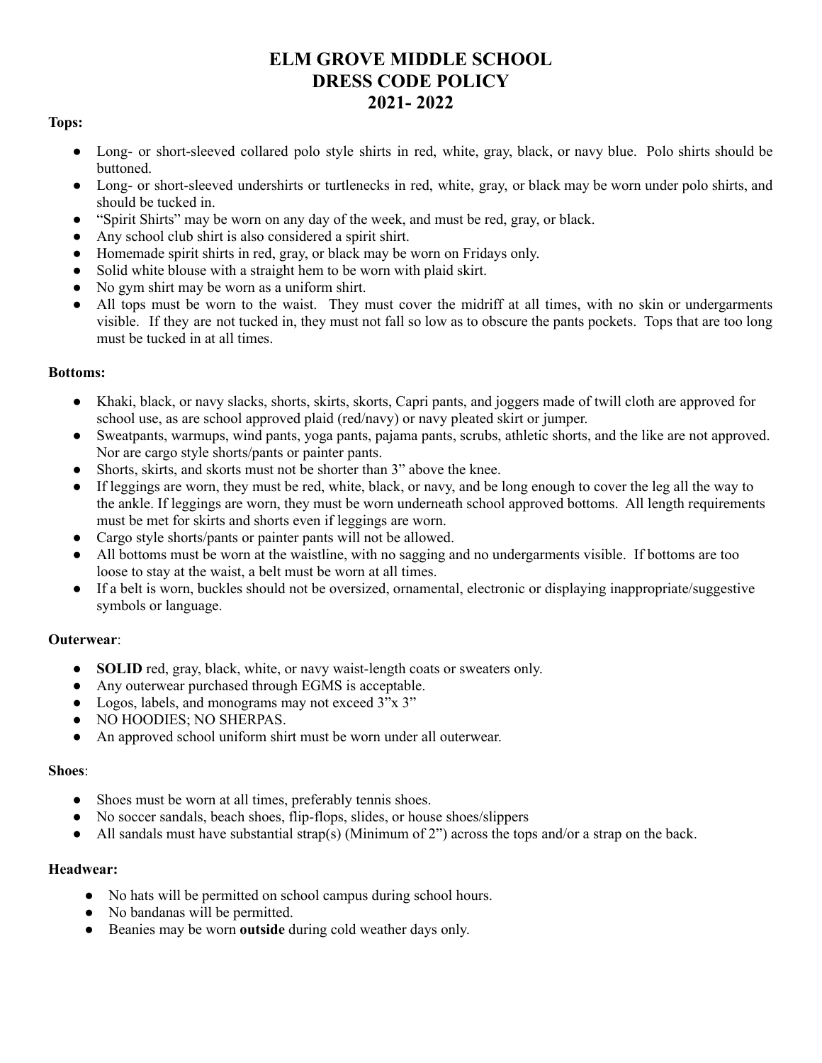# ELM GROVE MIDDLE SCHOOL
# DRESS CODE POLICY
# 2021- 2022

**Tops:**

- Long- or short-sleeved collared polo style shirts in red, white, gray, black, or navy blue. Polo shirts should be buttoned.
- Long- or short-sleeved undershirts or turtlenecks in red, white, gray, or black may be worn under polo shirts, and should be tucked in.
- "Spirit Shirts" may be worn on any day of the week, and must be red, gray, or black.
- Any school club shirt is also considered a spirit shirt.
- Homemade spirit shirts in red, gray, or black may be worn on Fridays only.
- Solid white blouse with a straight hem to be worn with plaid skirt.
- No gym shirt may be worn as a uniform shirt.
- All tops must be worn to the waist. They must cover the midriff at all times, with no skin or undergarments visible. If they are not tucked in, they must not fall so low as to obscure the pants pockets. Tops that are too long must be tucked in at all times.

**Bottoms:**

- Khaki, black, or navy slacks, shorts, skirts, skorts, Capri pants, and joggers made of twill cloth are approved for school use, as are school approved plaid (red/navy) or navy pleated skirt or jumper.
- Sweatpants, warmups, wind pants, yoga pants, pajama pants, scrubs, athletic shorts, and the like are not approved. Nor are cargo style shorts/pants or painter pants.
- Shorts, skirts, and skorts must not be shorter than 3" above the knee.
- If leggings are worn, they must be red, white, black, or navy, and be long enough to cover the leg all the way to the ankle. If leggings are worn, they must be worn underneath school approved bottoms. All length requirements must be met for skirts and shorts even if leggings are worn.
- Cargo style shorts/pants or painter pants will not be allowed.
- All bottoms must be worn at the waistline, with no sagging and no undergarments visible. If bottoms are too loose to stay at the waist, a belt must be worn at all times.
- If a belt is worn, buckles should not be oversized, ornamental, electronic or displaying inappropriate/suggestive symbols or language.

**Outerwear**:

- **SOLID** red, gray, black, white, or navy waist-length coats or sweaters only.
- Any outerwear purchased through EGMS is acceptable.
- Logos, labels, and monograms may not exceed 3"x 3"
- NO HOODIES; NO SHERPAS.
- An approved school uniform shirt must be worn under all outerwear.

**Shoes**:

- Shoes must be worn at all times, preferably tennis shoes.
- No soccer sandals, beach shoes, flip-flops, slides, or house shoes/slippers
- All sandals must have substantial strap(s) (Minimum of 2") across the tops and/or a strap on the back.

**Headwear:**

- No hats will be permitted on school campus during school hours.
- No bandanas will be permitted.
- Beanies may be worn **outside** during cold weather days only.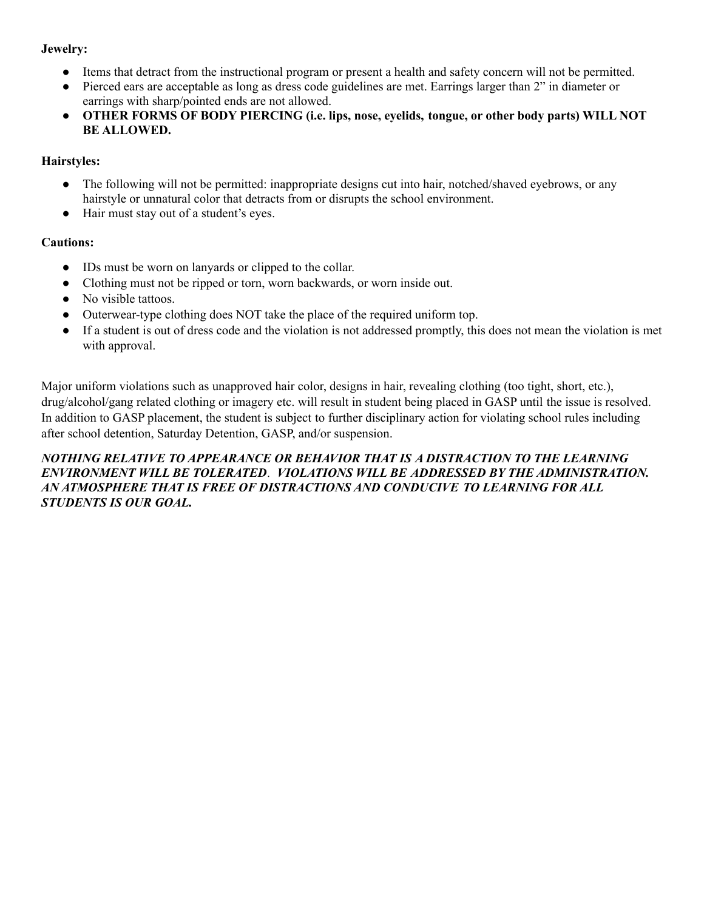**Jewelry:**

- Items that detract from the instructional program or present a health and safety concern will not be permitted.
- Pierced ears are acceptable as long as dress code guidelines are met. Earrings larger than 2" in diameter or earrings with sharp/pointed ends are not allowed.
- **OTHER FORMS OF BODY PIERCING (i.e. lips, nose, eyelids, tongue, or other body parts) WILL NOT BE ALLOWED.**

**Hairstyles:**

- The following will not be permitted: inappropriate designs cut into hair, notched/shaved eyebrows, or any hairstyle or unnatural color that detracts from or disrupts the school environment.
- Hair must stay out of a student's eyes.

**Cautions:**

- IDs must be worn on lanyards or clipped to the collar.
- Clothing must not be ripped or torn, worn backwards, or worn inside out.
- No visible tattoos.
- Outerwear-type clothing does NOT take the place of the required uniform top.
- If a student is out of dress code and the violation is not addressed promptly, this does not mean the violation is met with approval.

Major uniform violations such as unapproved hair color, designs in hair, revealing clothing (too tight, short, etc.), drug/alcohol/gang related clothing or imagery etc. will result in student being placed in GASP until the issue is resolved. In addition to GASP placement, the student is subject to further disciplinary action for violating school rules including after school detention, Saturday Detention, GASP, and/or suspension.

***NOTHING RELATIVE TO APPEARANCE OR BEHAVIOR THAT IS A DISTRACTION TO THE LEARNING ENVIRONMENT WILL BE TOLERATED. VIOLATIONS WILL BE ADDRESSED BY THE ADMINISTRATION. AN ATMOSPHERE THAT IS FREE OF DISTRACTIONS AND CONDUCIVE TO LEARNING FOR ALL STUDENTS IS OUR GOAL.***